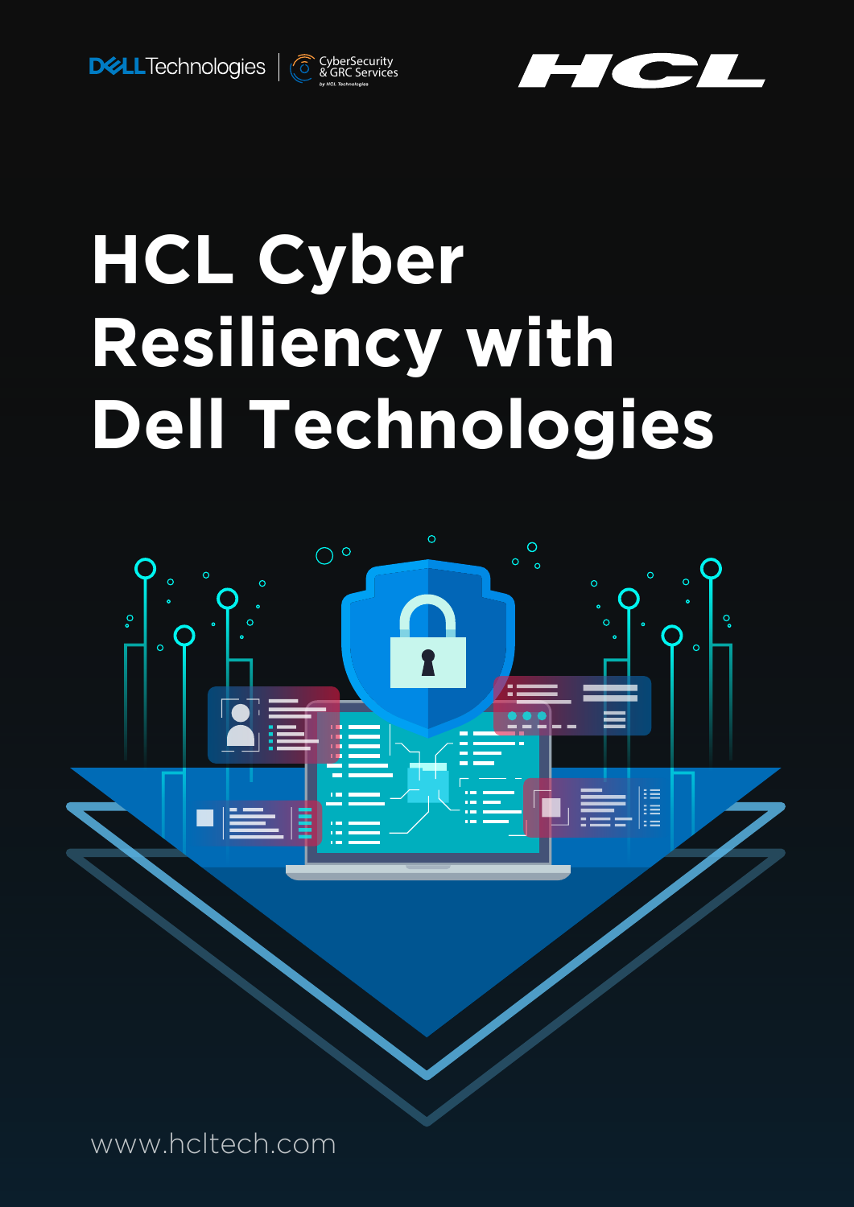DELL Technologies | CyberSecurity & GRC Services by HCL Technologies

HCL

# HCL Cyber Resiliency with Dell Technologies

www.hcltech.com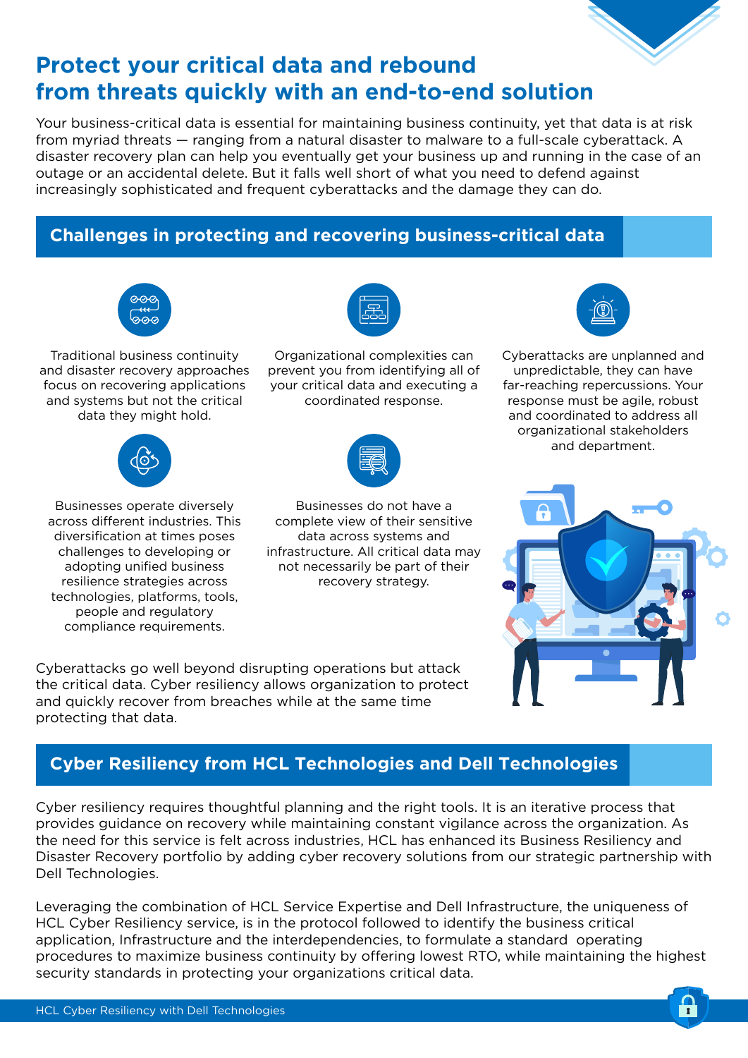# Protect your critical data and rebound from threats quickly with an end-to-end solution

Your business-critical data is essential for maintaining business continuity, yet that data is at risk from myriad threats — ranging from a natural disaster to malware to a full-scale cyberattack. A disaster recovery plan can help you eventually get your business up and running in the case of an outage or an accidental delete. But it falls well short of what you need to defend against increasingly sophisticated and frequent cyberattacks and the damage they can do.

## Challenges in protecting and recovering business-critical data

Traditional business continuity and disaster recovery approaches focus on recovering applications and systems but not the critical data they might hold.

Organizational complexities can prevent you from identifying all of your critical data and executing a coordinated response.

Cyberattacks are unplanned and unpredictable, they can have far-reaching repercussions. Your response must be agile, robust and coordinated to address all organizational stakeholders and department.

Businesses operate diversely across different industries. This diversification at times poses challenges to developing or adopting unified business resilience strategies across technologies, platforms, tools, people and regulatory compliance requirements.

Businesses do not have a complete view of their sensitive data across systems and infrastructure. All critical data may not necessarily be part of their recovery strategy.

Cyberattacks go well beyond disrupting operations but attack the critical data. Cyber resiliency allows organization to protect and quickly recover from breaches while at the same time protecting that data.

## Cyber Resiliency from HCL Technologies and Dell Technologies

Cyber resiliency requires thoughtful planning and the right tools. It is an iterative process that provides guidance on recovery while maintaining constant vigilance across the organization. As the need for this service is felt across industries, HCL has enhanced its Business Resiliency and Disaster Recovery portfolio by adding cyber recovery solutions from our strategic partnership with Dell Technologies.

Leveraging the combination of HCL Service Expertise and Dell Infrastructure, the uniqueness of HCL Cyber Resiliency service, is in the protocol followed to identify the business critical application, Infrastructure and the interdependencies, to formulate a standard operating procedures to maximize business continuity by offering lowest RTO, while maintaining the highest security standards in protecting your organizations critical data.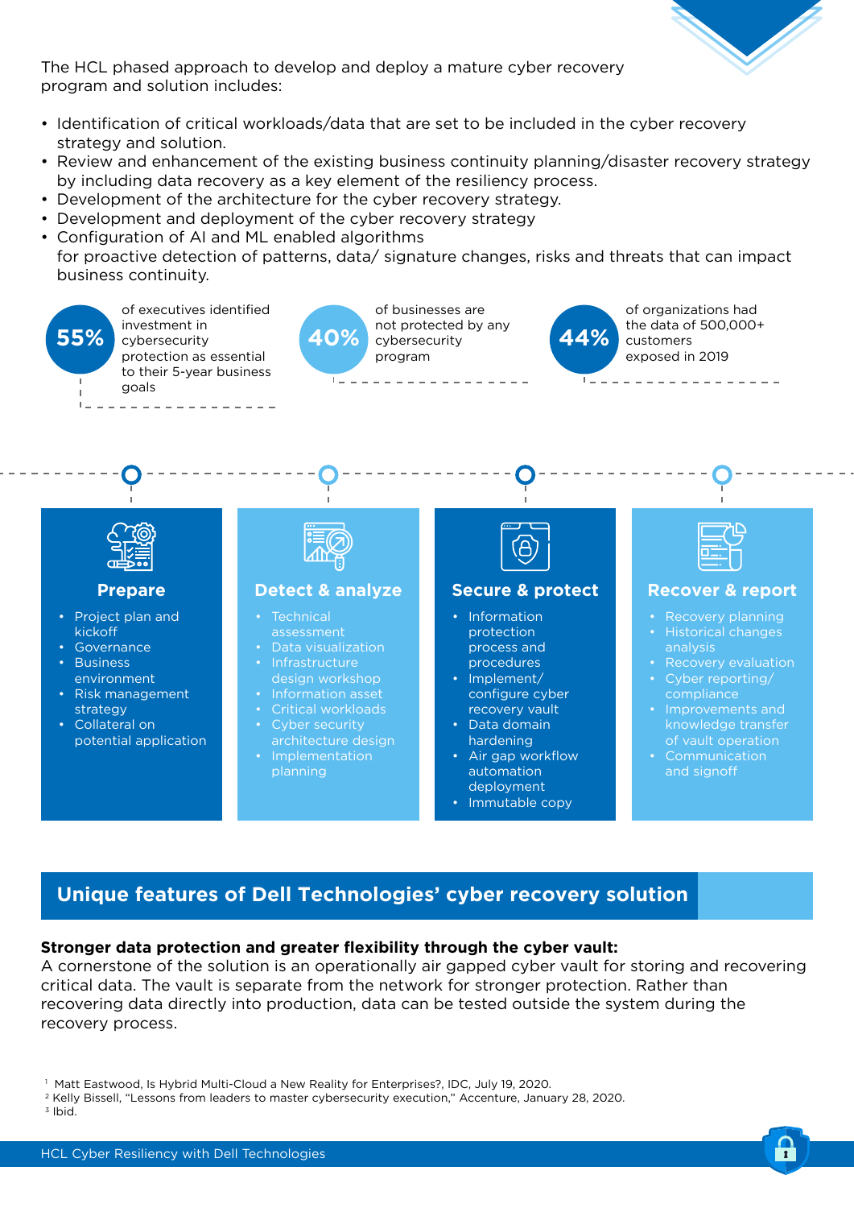The HCL phased approach to develop and deploy a mature cyber recovery program and solution includes:

- Identification of critical workloads/data that are set to be included in the cyber recovery strategy and solution.
- Review and enhancement of the existing business continuity planning/disaster recovery strategy by including data recovery as a key element of the resiliency process.
- Development of the architecture for the cyber recovery strategy.
- Development and deployment of the cyber recovery strategy
- Configuration of AI and ML enabled algorithms for proactive detection of patterns, data/ signature changes, risks and threats that can impact business continuity.

**55%** of executives identified investment in cybersecurity protection as essential to their 5-year business goals

**40%** of businesses are not protected by any cybersecurity program

**44%** of organizations had the data of 500,000+ customers exposed in 2019

### Prepare

- Project plan and kickoff
- Governance
- Business environment
- Risk management strategy
- Collateral on potential application

### Detect & analyze

- Technical assessment
- Data visualization
- Infrastructure design workshop
- Information asset
- Critical workloads
- Cyber security architecture design
- Implementation planning

### Secure & protect

- Information protection process and procedures
- Implement/ configure cyber recovery vault
- Data domain hardening
- Air gap workflow automation deployment
- Immutable copy

### Recover & report

- Recovery planning
- Historical changes analysis
- Recovery evaluation
- Cyber reporting/ compliance
- Improvements and knowledge transfer of vault operation
- Communication and signoff

## Unique features of Dell Technologies' cyber recovery solution

**Stronger data protection and greater flexibility through the cyber vault:**
A cornerstone of the solution is an operationally air gapped cyber vault for storing and recovering critical data. The vault is separate from the network for stronger protection. Rather than recovering data directly into production, data can be tested outside the system during the recovery process.

[1] Matt Eastwood, Is Hybrid Multi-Cloud a New Reality for Enterprises?, IDC, July 19, 2020.
[2] Kelly Bissell, "Lessons from leaders to master cybersecurity execution," Accenture, January 28, 2020.
[3] Ibid.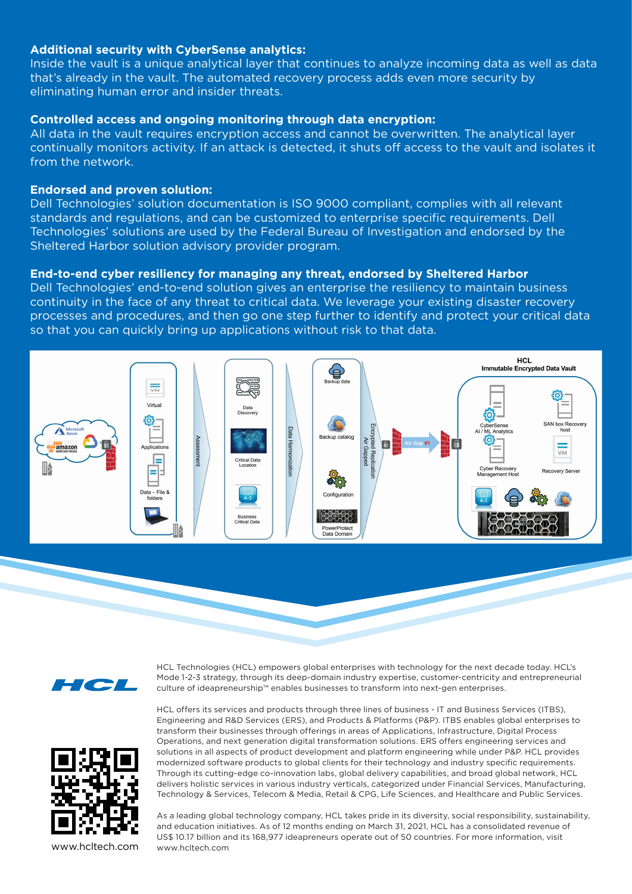**Additional security with CyberSense analytics:**
Inside the vault is a unique analytical layer that continues to analyze incoming data as well as data that's already in the vault. The automated recovery process adds even more security by eliminating human error and insider threats.

**Controlled access and ongoing monitoring through data encryption:**
All data in the vault requires encryption access and cannot be overwritten. The analytical layer continually monitors activity. If an attack is detected, it shuts off access to the vault and isolates it from the network.

**Endorsed and proven solution:**
Dell Technologies' solution documentation is ISO 9000 compliant, complies with all relevant standards and regulations, and can be customized to enterprise specific requirements. Dell Technologies' solutions are used by the Federal Bureau of Investigation and endorsed by the Sheltered Harbor solution advisory provider program.

**End-to-end cyber resiliency for managing any threat, endorsed by Sheltered Harbor**
Dell Technologies' end-to-end solution gives an enterprise the resiliency to maintain business continuity in the face of any threat to critical data. We leverage your existing disaster recovery processes and procedures, and then go one step further to identify and protect your critical data so that you can quickly bring up applications without risk to that data.

Microsoft Azure
amazon web services
Virtual
Applications
Data – File & folders
Assessment
Data Discovery
Critical Data Location
Business Critical Data
Data Harmonization
Backup data
Backup catalog
Configuration
PowerProtect Data Domain
Encrypted Replication Air Gapped
Air Gap #1
HCL
Immutable Encrypted Data Vault
CyberSense AI / ML Analytics
SAN box Recovery host
Cyber Recovery Management Host
Recovery Server

HCL Technologies (HCL) empowers global enterprises with technology for the next decade today. HCL's Mode 1-2-3 strategy, through its deep-domain industry expertise, customer-centricity and entrepreneurial culture of ideapreneurship™ enables businesses to transform into next-gen enterprises.

HCL offers its services and products through three lines of business - IT and Business Services (ITBS), Engineering and R&D Services (ERS), and Products & Platforms (P&P). ITBS enables global enterprises to transform their businesses through offerings in areas of Applications, Infrastructure, Digital Process Operations, and next generation digital transformation solutions. ERS offers engineering services and solutions in all aspects of product development and platform engineering while under P&P. HCL provides modernized software products to global clients for their technology and industry specific requirements. Through its cutting-edge co-innovation labs, global delivery capabilities, and broad global network, HCL delivers holistic services in various industry verticals, categorized under Financial Services, Manufacturing, Technology & Services, Telecom & Media, Retail & CPG, Life Sciences, and Healthcare and Public Services.

As a leading global technology company, HCL takes pride in its diversity, social responsibility, sustainability, and education initiatives. As of 12 months ending on March 31, 2021, HCL has a consolidated revenue of US$ 10.17 billion and its 168,977 ideapreneurs operate out of 50 countries. For more information, visit www.hcltech.com

www.hcltech.com